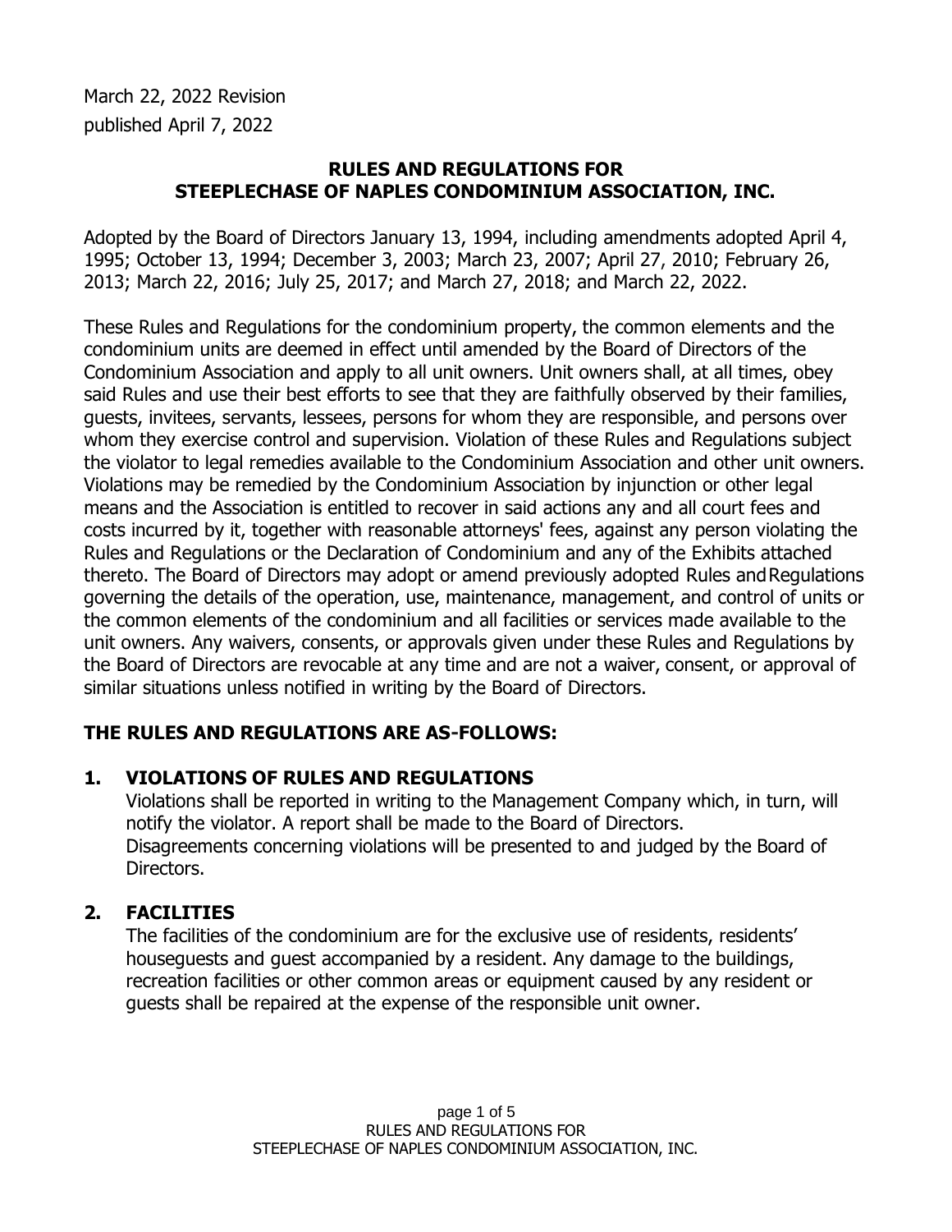March 22, 2022 Revision
published April 7, 2022

# RULES AND REGULATIONS FOR STEEPLECHASE OF NAPLES CONDOMINIUM ASSOCIATION, INC.

Adopted by the Board of Directors January 13, 1994, including amendments adopted April 4, 1995; October 13, 1994; December 3, 2003; March 23, 2007; April 27, 2010; February 26, 2013; March 22, 2016; July 25, 2017; and March 27, 2018; and March 22, 2022.

These Rules and Regulations for the condominium property, the common elements and the condominium units are deemed in effect until amended by the Board of Directors of the Condominium Association and apply to all unit owners. Unit owners shall, at all times, obey said Rules and use their best efforts to see that they are faithfully observed by their families, guests, invitees, servants, lessees, persons for whom they are responsible, and persons over whom they exercise control and supervision. Violation of these Rules and Regulations subject the violator to legal remedies available to the Condominium Association and other unit owners. Violations may be remedied by the Condominium Association by injunction or other legal means and the Association is entitled to recover in said actions any and all court fees and costs incurred by it, together with reasonable attorneys' fees, against any person violating the Rules and Regulations or the Declaration of Condominium and any of the Exhibits attached thereto. The Board of Directors may adopt or amend previously adopted Rules and Regulations governing the details of the operation, use, maintenance, management, and control of units or the common elements of the condominium and all facilities or services made available to the unit owners. Any waivers, consents, or approvals given under these Rules and Regulations by the Board of Directors are revocable at any time and are not a waiver, consent, or approval of similar situations unless notified in writing by the Board of Directors.

## THE RULES AND REGULATIONS ARE AS-FOLLOWS:

### 1. VIOLATIONS OF RULES AND REGULATIONS

Violations shall be reported in writing to the Management Company which, in turn, will notify the violator. A report shall be made to the Board of Directors.
Disagreements concerning violations will be presented to and judged by the Board of Directors.

### 2. FACILITIES

The facilities of the condominium are for the exclusive use of residents, residents' houseguests and guest accompanied by a resident. Any damage to the buildings, recreation facilities or other common areas or equipment caused by any resident or guests shall be repaired at the expense of the responsible unit owner.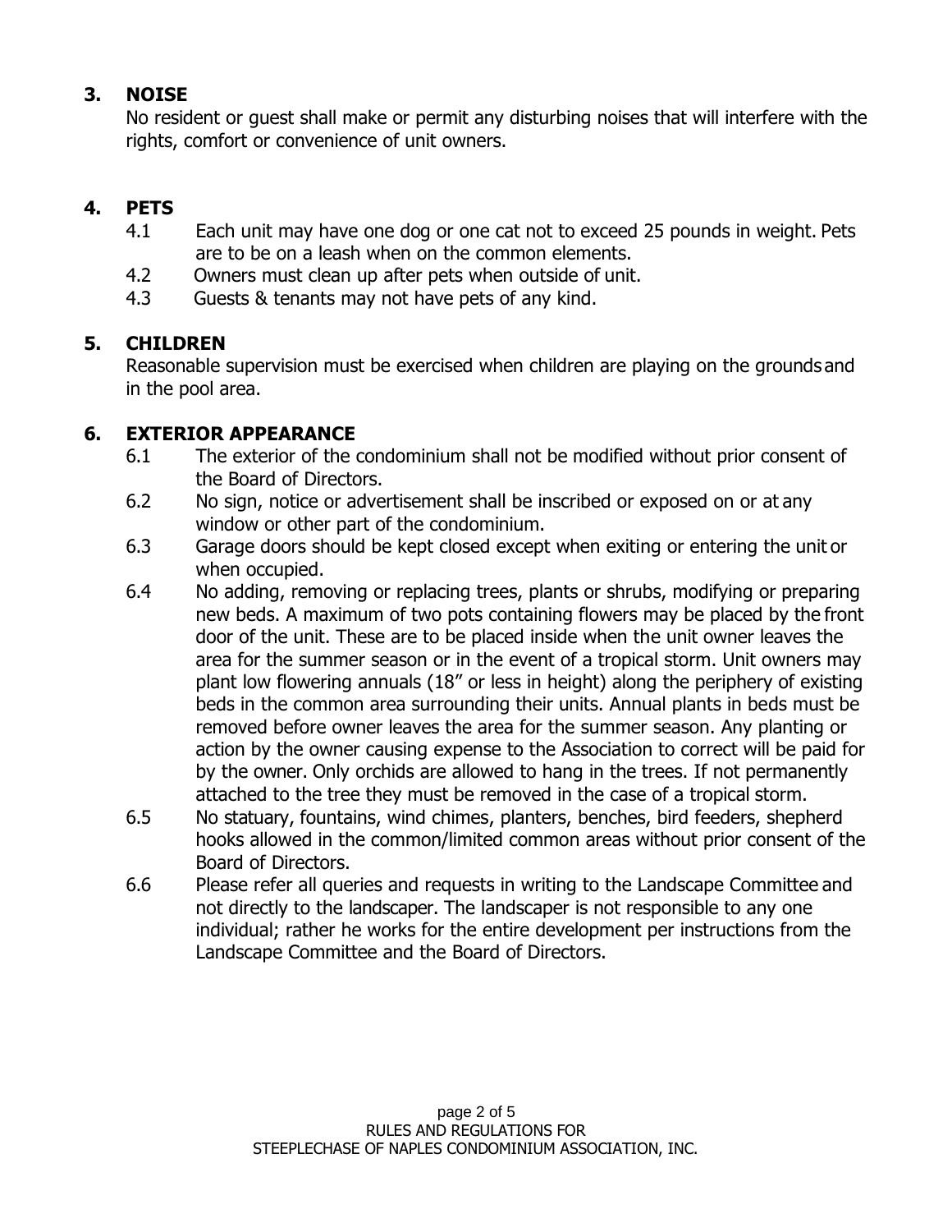## 3. NOISE

No resident or guest shall make or permit any disturbing noises that will interfere with the rights, comfort or convenience of unit owners.

## 4. PETS

4.1 Each unit may have one dog or one cat not to exceed 25 pounds in weight. Pets are to be on a leash when on the common elements.

4.2 Owners must clean up after pets when outside of unit.

4.3 Guests & tenants may not have pets of any kind.

## 5. CHILDREN

Reasonable supervision must be exercised when children are playing on the grounds and in the pool area.

## 6. EXTERIOR APPEARANCE

6.1 The exterior of the condominium shall not be modified without prior consent of the Board of Directors.

6.2 No sign, notice or advertisement shall be inscribed or exposed on or at any window or other part of the condominium.

6.3 Garage doors should be kept closed except when exiting or entering the unit or when occupied.

6.4 No adding, removing or replacing trees, plants or shrubs, modifying or preparing new beds. A maximum of two pots containing flowers may be placed by the front door of the unit. These are to be placed inside when the unit owner leaves the area for the summer season or in the event of a tropical storm. Unit owners may plant low flowering annuals (18" or less in height) along the periphery of existing beds in the common area surrounding their units. Annual plants in beds must be removed before owner leaves the area for the summer season. Any planting or action by the owner causing expense to the Association to correct will be paid for by the owner. Only orchids are allowed to hang in the trees. If not permanently attached to the tree they must be removed in the case of a tropical storm.

6.5 No statuary, fountains, wind chimes, planters, benches, bird feeders, shepherd hooks allowed in the common/limited common areas without prior consent of the Board of Directors.

6.6 Please refer all queries and requests in writing to the Landscape Committee and not directly to the landscaper. The landscaper is not responsible to any one individual; rather he works for the entire development per instructions from the Landscape Committee and the Board of Directors.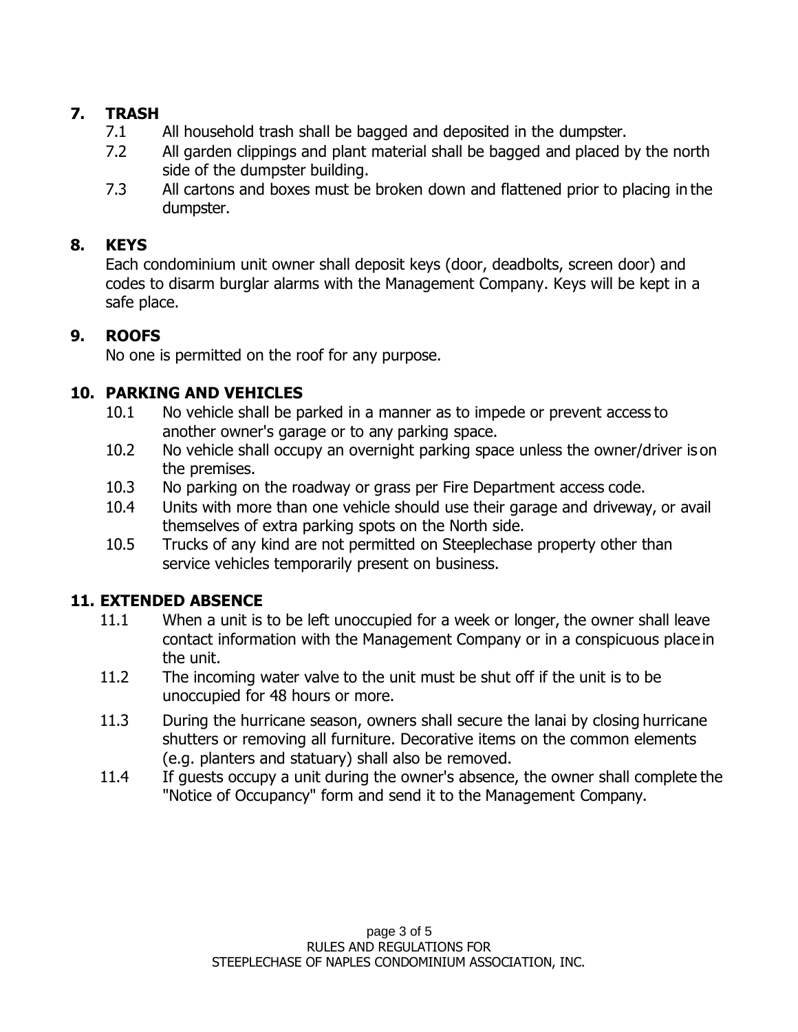## 7. TRASH

7.1 All household trash shall be bagged and deposited in the dumpster.

7.2 All garden clippings and plant material shall be bagged and placed by the north side of the dumpster building.

7.3 All cartons and boxes must be broken down and flattened prior to placing in the dumpster.

## 8. KEYS

Each condominium unit owner shall deposit keys (door, deadbolts, screen door) and codes to disarm burglar alarms with the Management Company. Keys will be kept in a safe place.

## 9. ROOFS

No one is permitted on the roof for any purpose.

## 10. PARKING AND VEHICLES

10.1 No vehicle shall be parked in a manner as to impede or prevent access to another owner's garage or to any parking space.

10.2 No vehicle shall occupy an overnight parking space unless the owner/driver is on the premises.

10.3 No parking on the roadway or grass per Fire Department access code.

10.4 Units with more than one vehicle should use their garage and driveway, or avail themselves of extra parking spots on the North side.

10.5 Trucks of any kind are not permitted on Steeplechase property other than service vehicles temporarily present on business.

## 11. EXTENDED ABSENCE

11.1 When a unit is to be left unoccupied for a week or longer, the owner shall leave contact information with the Management Company or in a conspicuous place in the unit.

11.2 The incoming water valve to the unit must be shut off if the unit is to be unoccupied for 48 hours or more.

11.3 During the hurricane season, owners shall secure the lanai by closing hurricane shutters or removing all furniture. Decorative items on the common elements (e.g. planters and statuary) shall also be removed.

11.4 If guests occupy a unit during the owner's absence, the owner shall complete the "Notice of Occupancy" form and send it to the Management Company.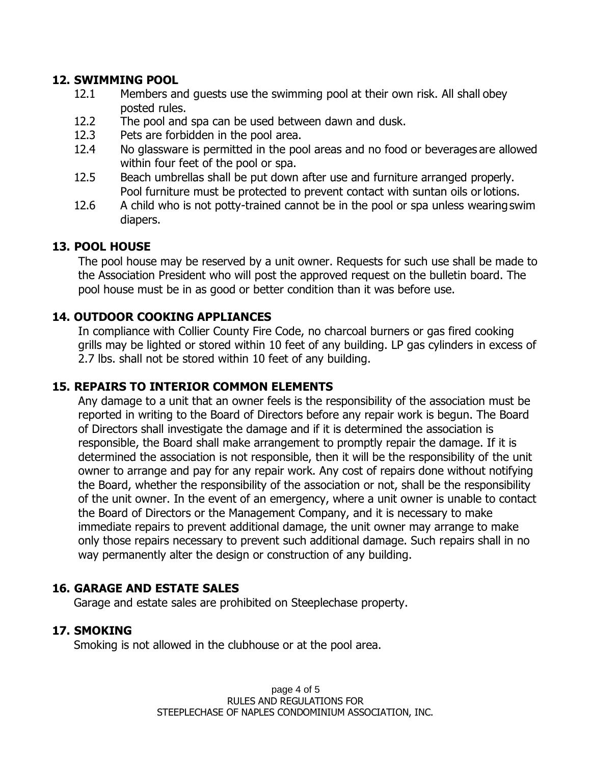## 12. SWIMMING POOL

12.1 Members and guests use the swimming pool at their own risk. All shall obey posted rules.

12.2 The pool and spa can be used between dawn and dusk.

12.3 Pets are forbidden in the pool area.

12.4 No glassware is permitted in the pool areas and no food or beverages are allowed within four feet of the pool or spa.

12.5 Beach umbrellas shall be put down after use and furniture arranged properly. Pool furniture must be protected to prevent contact with suntan oils or lotions.

12.6 A child who is not potty-trained cannot be in the pool or spa unless wearing swim diapers.

## 13. POOL HOUSE

The pool house may be reserved by a unit owner. Requests for such use shall be made to the Association President who will post the approved request on the bulletin board. The pool house must be in as good or better condition than it was before use.

## 14. OUTDOOR COOKING APPLIANCES

In compliance with Collier County Fire Code, no charcoal burners or gas fired cooking grills may be lighted or stored within 10 feet of any building. LP gas cylinders in excess of 2.7 lbs. shall not be stored within 10 feet of any building.

## 15. REPAIRS TO INTERIOR COMMON ELEMENTS

Any damage to a unit that an owner feels is the responsibility of the association must be reported in writing to the Board of Directors before any repair work is begun. The Board of Directors shall investigate the damage and if it is determined the association is responsible, the Board shall make arrangement to promptly repair the damage. If it is determined the association is not responsible, then it will be the responsibility of the unit owner to arrange and pay for any repair work. Any cost of repairs done without notifying the Board, whether the responsibility of the association or not, shall be the responsibility of the unit owner. In the event of an emergency, where a unit owner is unable to contact the Board of Directors or the Management Company, and it is necessary to make immediate repairs to prevent additional damage, the unit owner may arrange to make only those repairs necessary to prevent such additional damage. Such repairs shall in no way permanently alter the design or construction of any building.

## 16. GARAGE AND ESTATE SALES

Garage and estate sales are prohibited on Steeplechase property.

## 17. SMOKING

Smoking is not allowed in the clubhouse or at the pool area.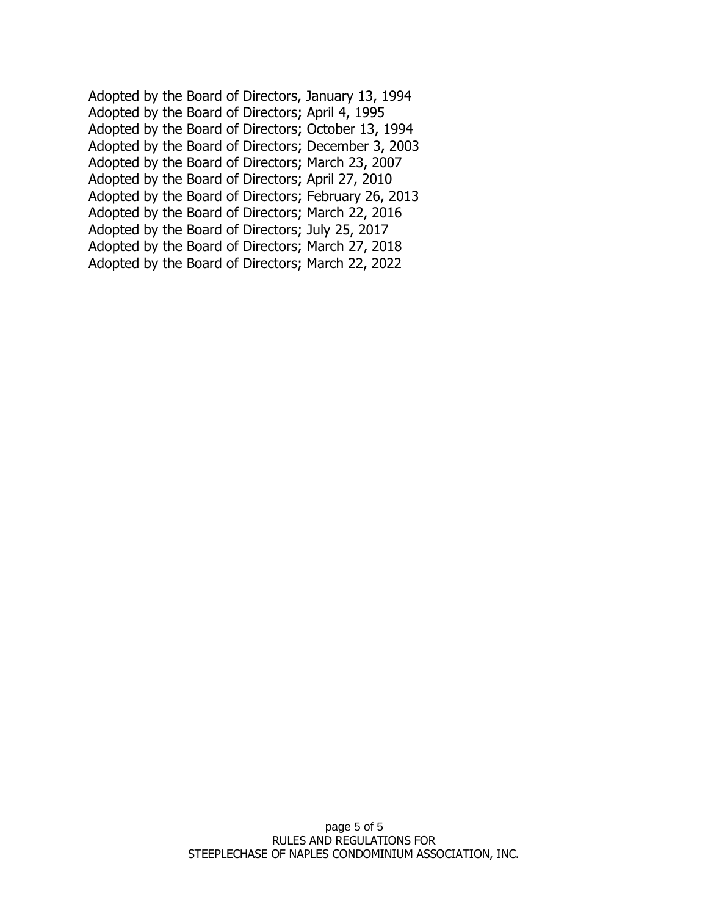Adopted by the Board of Directors, January 13, 1994
Adopted by the Board of Directors; April 4, 1995
Adopted by the Board of Directors; October 13, 1994
Adopted by the Board of Directors; December 3, 2003
Adopted by the Board of Directors; March 23, 2007
Adopted by the Board of Directors; April 27, 2010
Adopted by the Board of Directors; February 26, 2013
Adopted by the Board of Directors; March 22, 2016
Adopted by the Board of Directors; July 25, 2017
Adopted by the Board of Directors; March 27, 2018
Adopted by the Board of Directors; March 22, 2022